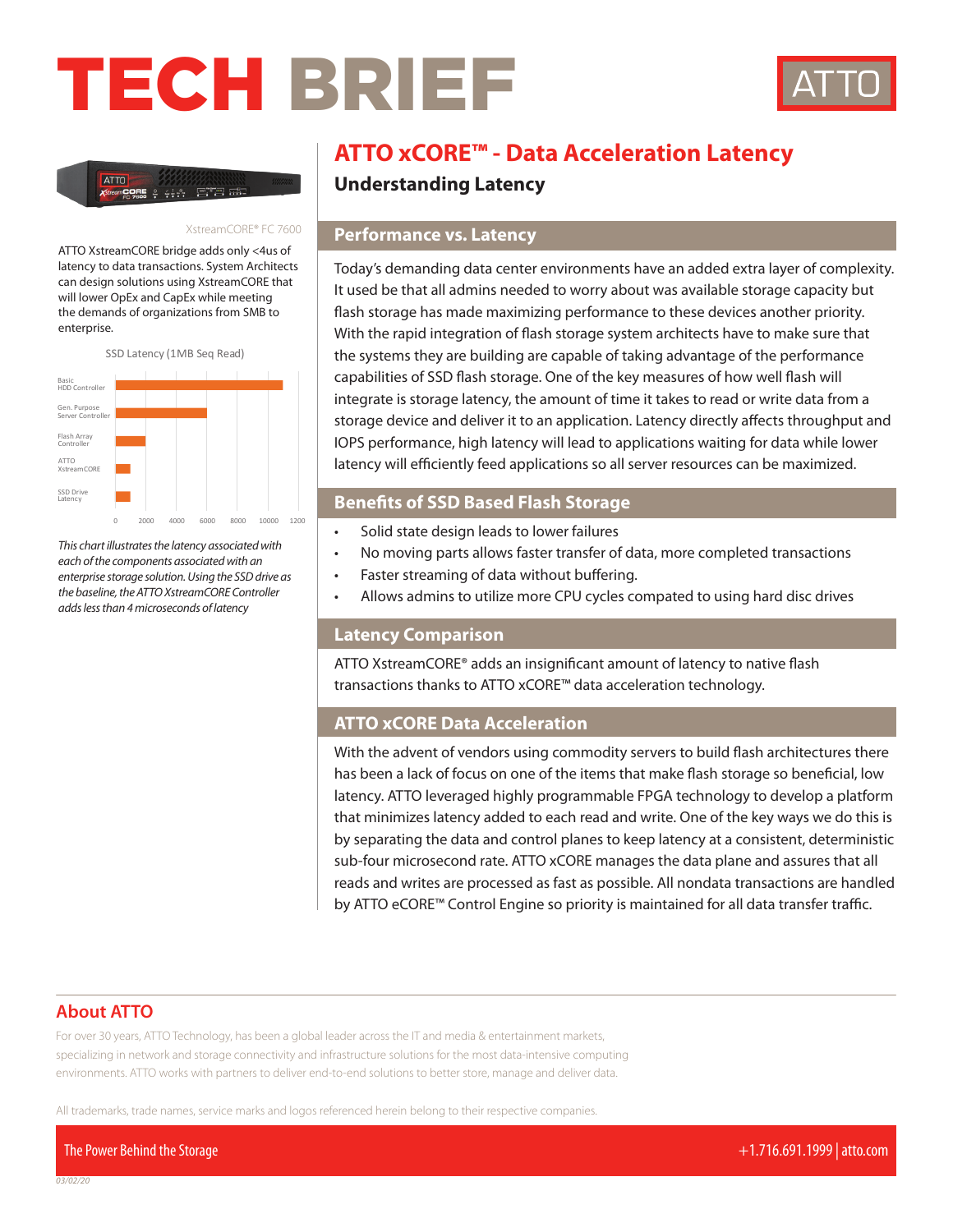# TECH BRIEF

ATTO

## ATTO xCORE™ - Data Acceleration Latency

### Understanding Latency

XstreamCORE® FC 7600

ATTO XstreamCORE bridge adds only <4us of latency to data transactions. System Architects can design solutions using XstreamCORE that will lower OpEx and CapEx while meeting the demands of organizations from SMB to enterprise.

SSD Latency (1MB Seq Read)

Basic HDD Controller
Gen. Purpose Server Controller
Flash Array Controller
ATTO XstreamCORE
SSD Drive Latency

0 2000 4000 6000 8000 10000 1200

*This chart illustrates the latency associated with each of the components associated with an enterprise storage solution. Using the SSD drive as the baseline, the ATTO XstreamCORE Controller adds less than 4 microseconds of latency*

### Performance vs. Latency

Today's demanding data center environments have an added extra layer of complexity. It used be that all admins needed to worry about was available storage capacity but flash storage has made maximizing performance to these devices another priority. With the rapid integration of flash storage system architects have to make sure that the systems they are building are capable of taking advantage of the performance capabilities of SSD flash storage. One of the key measures of how well flash will integrate is storage latency, the amount of time it takes to read or write data from a storage device and deliver it to an application. Latency directly affects throughput and IOPS performance, high latency will lead to applications waiting for data while lower latency will efficiently feed applications so all server resources can be maximized.

### Benefits of SSD Based Flash Storage

- Solid state design leads to lower failures
- No moving parts allows faster transfer of data, more completed transactions
- Faster streaming of data without buffering.
- Allows admins to utilize more CPU cycles compated to using hard disc drives

### Latency Comparison

ATTO XstreamCORE® adds an insignificant amount of latency to native flash transactions thanks to ATTO xCORE™ data acceleration technology.

### ATTO xCORE Data Acceleration

With the advent of vendors using commodity servers to build flash architectures there has been a lack of focus on one of the items that make flash storage so beneficial, low latency. ATTO leveraged highly programmable FPGA technology to develop a platform that minimizes latency added to each read and write. One of the key ways we do this is by separating the data and control planes to keep latency at a consistent, deterministic sub-four microsecond rate. ATTO xCORE manages the data plane and assures that all reads and writes are processed as fast as possible. All nondata transactions are handled by ATTO eCORE™ Control Engine so priority is maintained for all data transfer traffic.

## About ATTO

For over 30 years, ATTO Technology, has been a global leader across the IT and media & entertainment markets, specializing in network and storage connectivity and infrastructure solutions for the most data-intensive computing environments. ATTO works with partners to deliver end-to-end solutions to better store, manage and deliver data.

All trademarks, trade names, service marks and logos referenced herein belong to their respective companies.

The Power Behind the Storage

+1.716.691.1999 | atto.com

03/02/20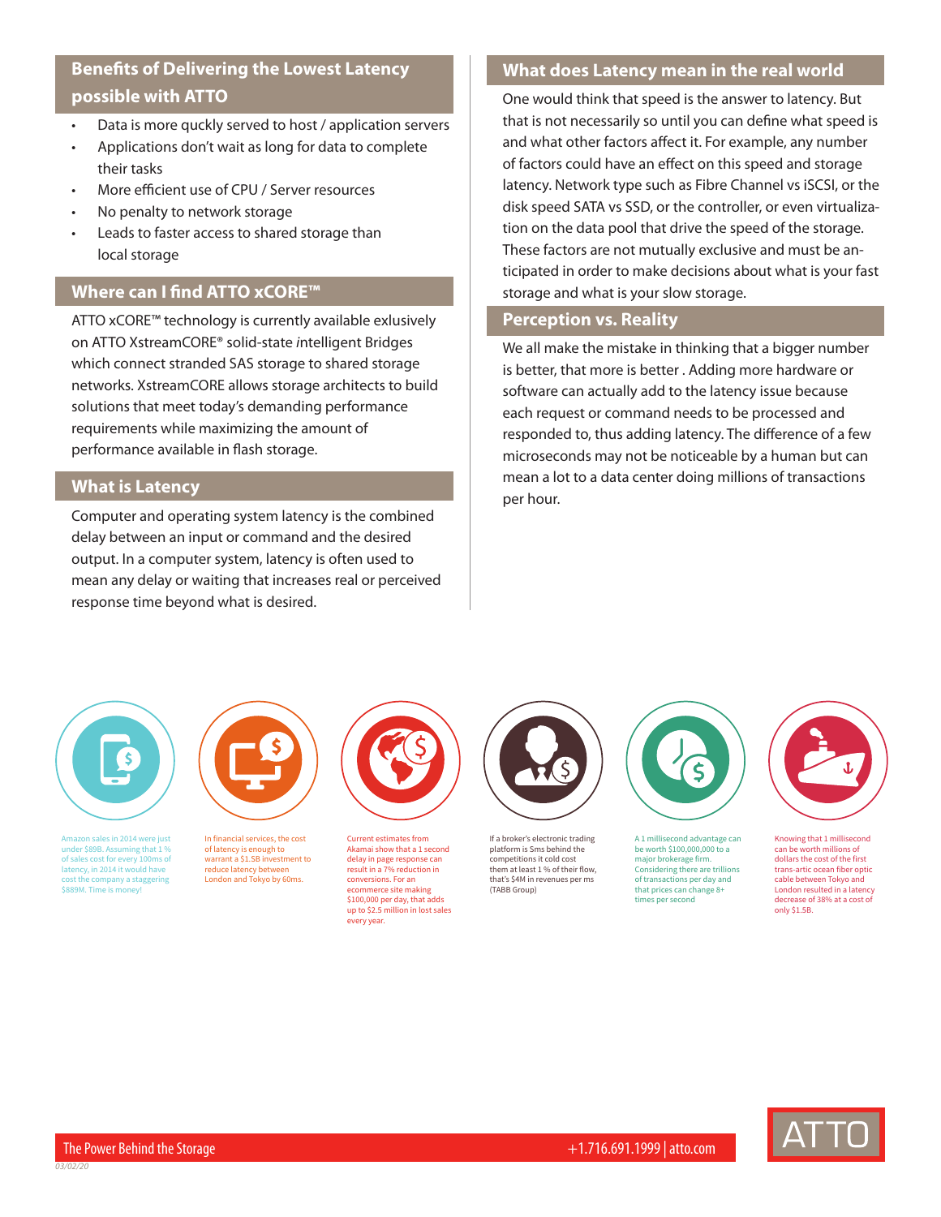## Benefits of Delivering the Lowest Latency possible with ATTO

- Data is more qucky served to host / application servers
- Applications don't wait as long for data to complete their tasks
- More efficient use of CPU / Server resources
- No penalty to network storage
- Leads to faster access to shared storage than local storage

## Where can I find ATTO xCORE™

ATTO xCORE™ technology is currently available exlusively on ATTO XstreamCORE® solid-state *i*ntelligent Bridges which connect stranded SAS storage to shared storage networks. XstreamCORE allows storage architects to build solutions that meet today's demanding performance requirements while maximizing the amount of performance available in flash storage.

## What is Latency

Computer and operating system latency is the combined delay between an input or command and the desired output. In a computer system, latency is often used to mean any delay or waiting that increases real or perceived response time beyond what is desired.

## What does Latency mean in the real world

One would think that speed is the answer to latency. But that is not necessarily so until you can define what speed is and what other factors affect it. For example, any number of factors could have an effect on this speed and storage latency. Network type such as Fibre Channel vs iSCSI, or the disk speed SATA vs SSD, or the controller, or even virtualization on the data pool that drive the speed of the storage. These factors are not mutually exclusive and must be anticipated in order to make decisions about what is your fast storage and what is your slow storage.

## Perception vs. Reality

We all make the mistake in thinking that a bigger number is better, that more is better . Adding more hardware or software can actually add to the latency issue because each request or command needs to be processed and responded to, thus adding latency. The difference of a few microseconds may not be noticeable by a human but can mean a lot to a data center doing millions of transactions per hour.

Amazon sales in 2014 were just under $89B. Assuming that 1 % of sales cost for every 100ms of latency, in 2014 it would have cost the company a staggering $889M. Time is money!

In financial services, the cost of latency is enough to warrant a $1.5B investment to reduce latency between London and Tokyo by 60ms.

Current estimates from Akamai show that a 1 second delay in page response can result in a 7% reduction in conversions. For an ecommerce site making $100,000 per day, that adds up to $2.5 million in lost sales every year.

If a broker's electronic trading platform is 5ms behind the competitions it cold cost them at least 1 % of their flow, that's $4M in revenues per ms (TABB Group)

A 1 millisecond advantage can be worth $100,000,000 to a major brokerage firm. Considering there are trillions of transactions per day and that prices can change 8+ times per second

Knowing that 1 millisecond can be worth millions of dollars the cost of the first trans-artic ocean fiber optic cable between Tokyo and London resulted in a latency decrease of 38% at a cost of only $1.5B.

The Power Behind the Storage

+1.716.691.1999 | atto.com

03/02/20